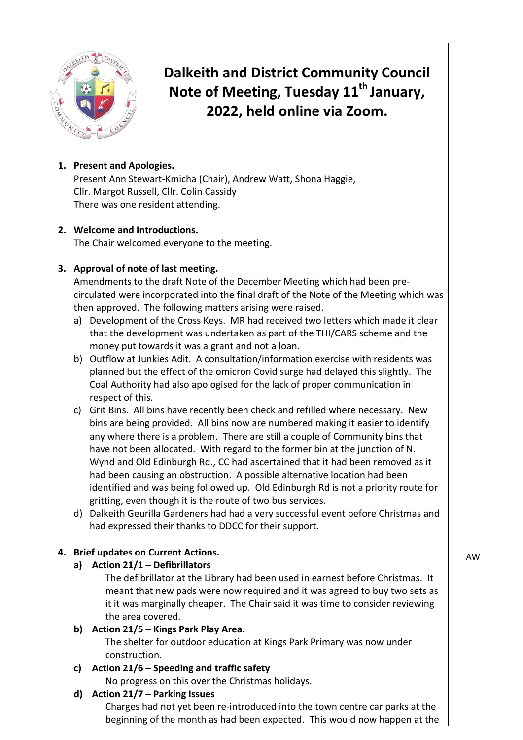# Dalkeith and District Community Council Note of Meeting, Tuesday 11th January, 2022, held online via Zoom.

1. **Present and Apologies.**
   Present Ann Stewart-Kmicha (Chair), Andrew Watt, Shona Haggie, Cllr. Margot Russell, Cllr. Colin Cassidy
   There was one resident attending.

2. **Welcome and Introductions.**
   The Chair welcomed everyone to the meeting.

3. **Approval of note of last meeting.**
   Amendments to the draft Note of the December Meeting which had been pre-circulated were incorporated into the final draft of the Note of the Meeting which was then approved. The following matters arising were raised.
   a) Development of the Cross Keys. MR had received two letters which made it clear that the development was undertaken as part of the THI/CARS scheme and the money put towards it was a grant and not a loan.
   b) Outflow at Junkies Adit. A consultation/information exercise with residents was planned but the effect of the omicron Covid surge had delayed this slightly. The Coal Authority had also apologised for the lack of proper communication in respect of this.
   c) Grit Bins. All bins have recently been check and refilled where necessary. New bins are being provided. All bins now are numbered making it easier to identify any where there is a problem. There are still a couple of Community bins that have not been allocated. With regard to the former bin at the junction of N. Wynd and Old Edinburgh Rd., CC had ascertained that it had been removed as it had been causing an obstruction. A possible alternative location had been identified and was being followed up. Old Edinburgh Rd is not a priority route for gritting, even though it is the route of two bus services.
   d) Dalkeith Geurilla Gardeners had had a very successful event before Christmas and had expressed their thanks to DDCC for their support.

4. **Brief updates on Current Actions.**
   a) **Action 21/1 – Defibrillators** — AW
      The defibrillator at the Library had been used in earnest before Christmas. It meant that new pads were now required and it was agreed to buy two sets as it it was marginally cheaper. The Chair said it was time to consider reviewing the area covered.
   b) **Action 21/5 – Kings Park Play Area.**
      The shelter for outdoor education at Kings Park Primary was now under construction.
   c) **Action 21/6 – Speeding and traffic safety**
      No progress on this over the Christmas holidays.
   d) **Action 21/7 – Parking Issues**
      Charges had not yet been re-introduced into the town centre car parks at the beginning of the month as had been expected. This would now happen at the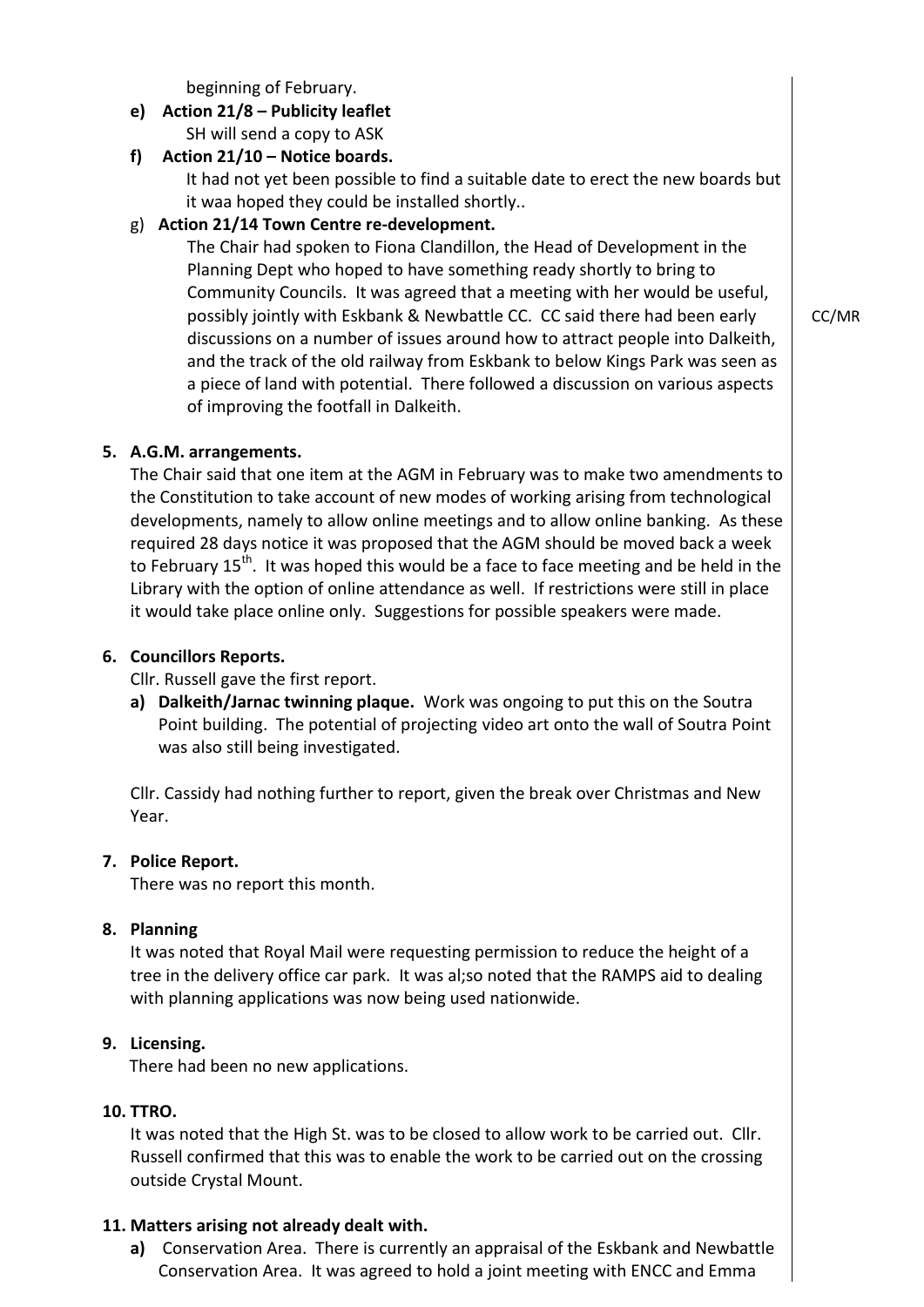beginning of February.

**e) Action 21/8 – Publicity leaflet**

SH will send a copy to ASK

**f) Action 21/10 – Notice boards.**

It had not yet been possible to find a suitable date to erect the new boards but it waa hoped they could be installed shortly..

g) **Action 21/14 Town Centre re-development.**

The Chair had spoken to Fiona Clandillon, the Head of Development in the Planning Dept who hoped to have something ready shortly to bring to Community Councils. It was agreed that a meeting with her would be useful, possibly jointly with Eskbank & Newbattle CC. CC said there had been early discussions on a number of issues around how to attract people into Dalkeith, and the track of the old railway from Eskbank to below Kings Park was seen as a piece of land with potential. There followed a discussion on various aspects of improving the footfall in Dalkeith. — CC/MR

**5. A.G.M. arrangements.**

The Chair said that one item at the AGM in February was to make two amendments to the Constitution to take account of new modes of working arising from technological developments, namely to allow online meetings and to allow online banking. As these required 28 days notice it was proposed that the AGM should be moved back a week to February 15th. It was hoped this would be a face to face meeting and be held in the Library with the option of online attendance as well. If restrictions were still in place it would take place online only. Suggestions for possible speakers were made.

**6. Councillors Reports.**

Cllr. Russell gave the first report.

**a) Dalkeith/Jarnac twinning plaque.** Work was ongoing to put this on the Soutra Point building. The potential of projecting video art onto the wall of Soutra Point was also still being investigated.

Cllr. Cassidy had nothing further to report, given the break over Christmas and New Year.

**7. Police Report.**

There was no report this month.

**8. Planning**

It was noted that Royal Mail were requesting permission to reduce the height of a tree in the delivery office car park. It was al;so noted that the RAMPS aid to dealing with planning applications was now being used nationwide.

**9. Licensing.**

There had been no new applications.

**10. TTRO.**

It was noted that the High St. was to be closed to allow work to be carried out. Cllr. Russell confirmed that this was to enable the work to be carried out on the crossing outside Crystal Mount.

**11. Matters arising not already dealt with.**

**a)** Conservation Area. There is currently an appraisal of the Eskbank and Newbattle Conservation Area. It was agreed to hold a joint meeting with ENCC and Emma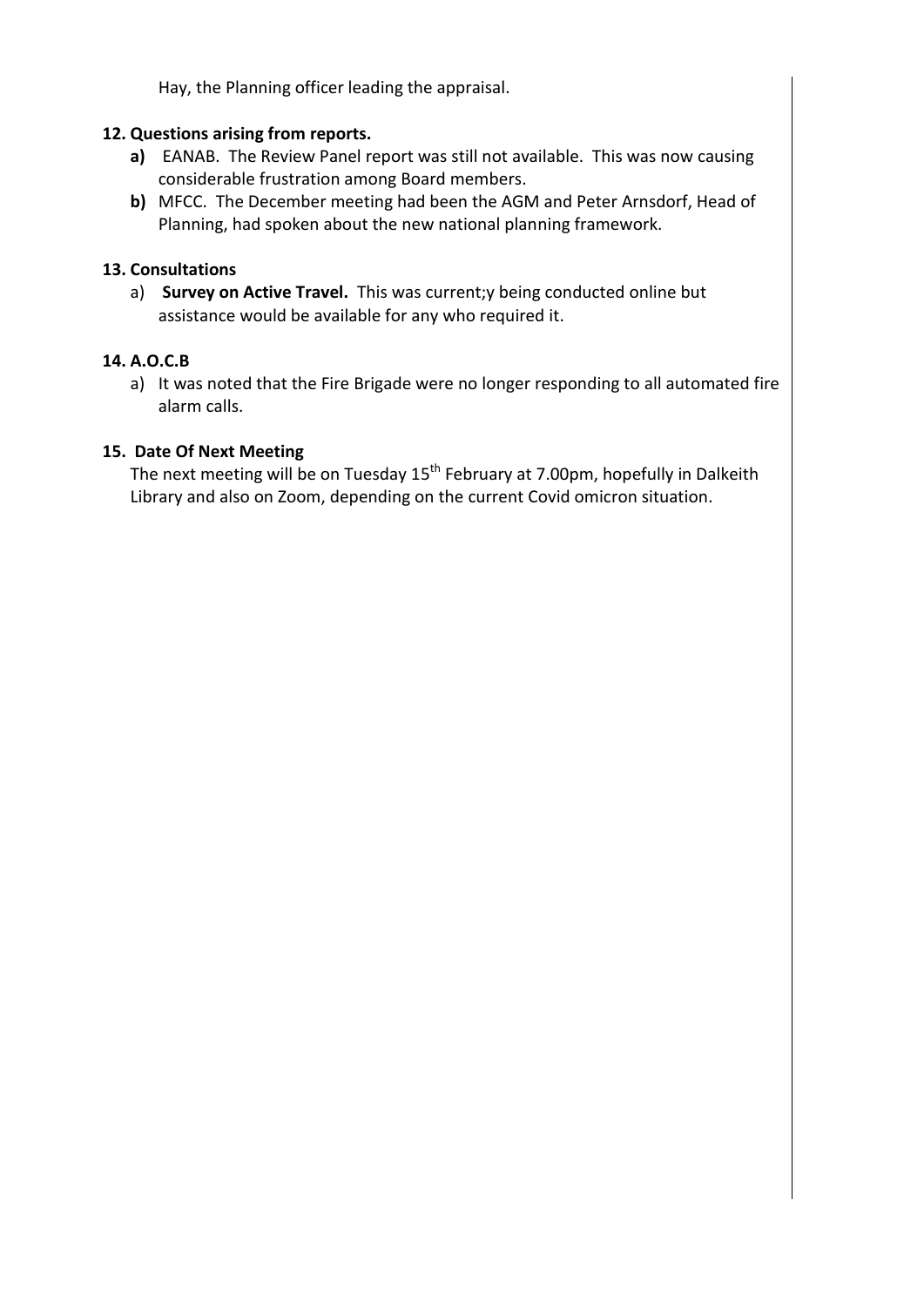Hay, the Planning officer leading the appraisal.

**12. Questions arising from reports.**

- **a)** EANAB. The Review Panel report was still not available. This was now causing considerable frustration among Board members.
- **b)** MFCC. The December meeting had been the AGM and Peter Arnsdorf, Head of Planning, had spoken about the new national planning framework.

**13. Consultations**

- a) **Survey on Active Travel.** This was current;y being conducted online but assistance would be available for any who required it.

**14. A.O.C.B**

- a) It was noted that the Fire Brigade were no longer responding to all automated fire alarm calls.

**15. Date Of Next Meeting**

The next meeting will be on Tuesday 15th February at 7.00pm, hopefully in Dalkeith Library and also on Zoom, depending on the current Covid omicron situation.